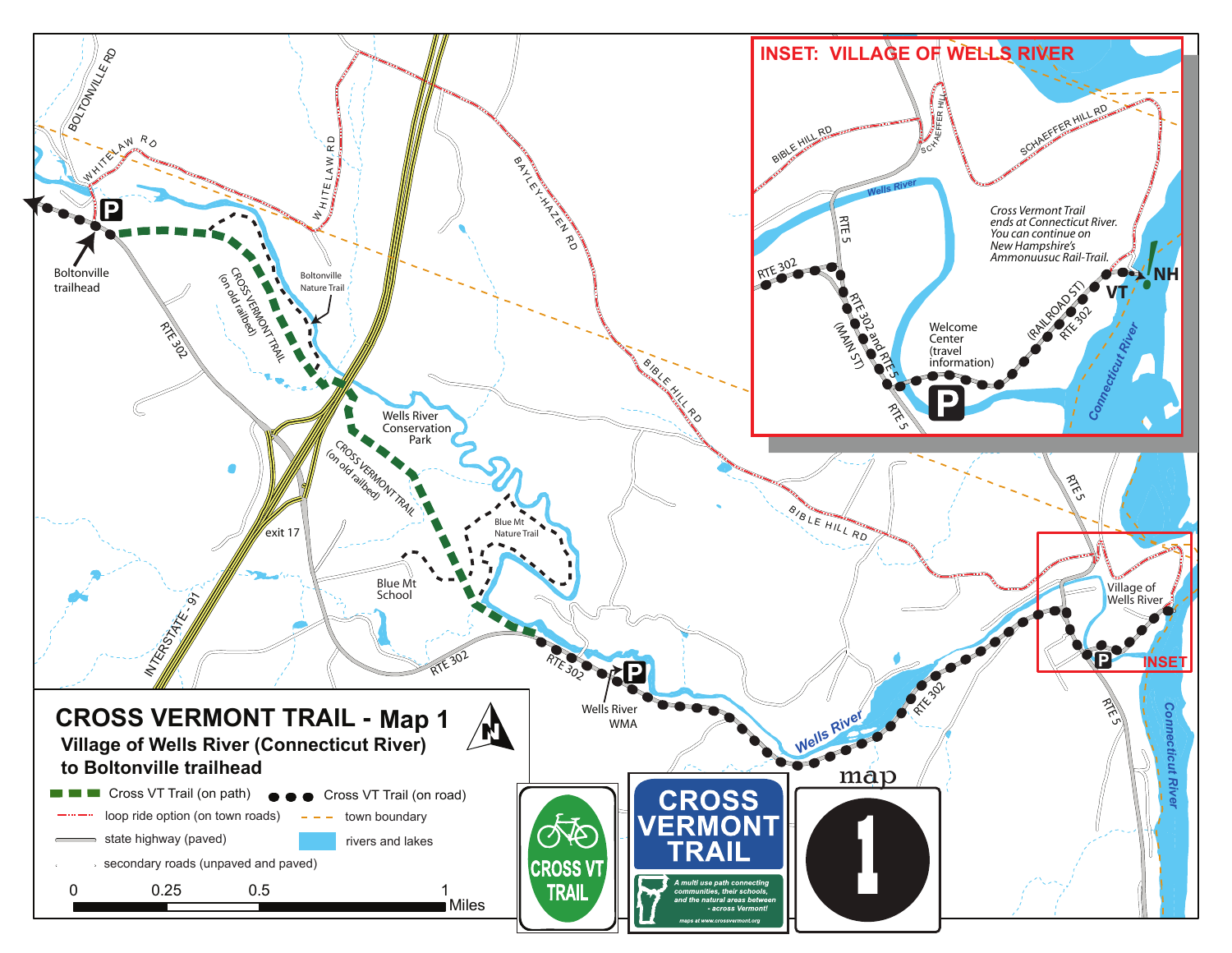# CROSS VERMONT TRAIL - Map 1

**Village of Wells River (Connecticut River) to Boltonville trailhead**

- Cross VT Trail (on path)
- Cross VT Trail (on road)
- loop ride option (on town roads)
- town boundary
- state highway (paved)
- rivers and lakes
- secondary roads (unpaved and paved)

0 0.25 0.5 1 Miles

## INSET: VILLAGE OF WELLS RIVER

*Cross Vermont Trail ends at Connecticut River. You can continue on New Hampshire's Ammonuusuc Rail-Trail.*

Welcome Center (travel information)

BIBLE HILL RD · SCHAEFFER HILL RD · Wells River · RTE 5 · RTE 302 · RTE 302 and RTE 5 (MAIN ST) · (RAILROAD ST) RTE 302 · Connecticut River · VT · NH

BOLTONVILLE RD · WHITELAW RD · Boltonville trailhead · RTE 302 · CROSS VERMONT TRAIL (on old railbed) · Boltonville Nature Trail · BAYLEY-HAZEN RD · BIBLE HILL RD · Wells River Conservation Park · Blue Mt Nature Trail · Blue Mt School · exit 17 · INTERSTATE - 91 · Wells River WMA · Wells River · RTE 5 · Village of Wells River · INSET · Connecticut River

**CROSS VT TRAIL**

**CROSS VERMONT TRAIL**

*A multi use path connecting communities, their schools, and the natural areas between - across Vermont!*

maps at www.crossvermont.org

map 1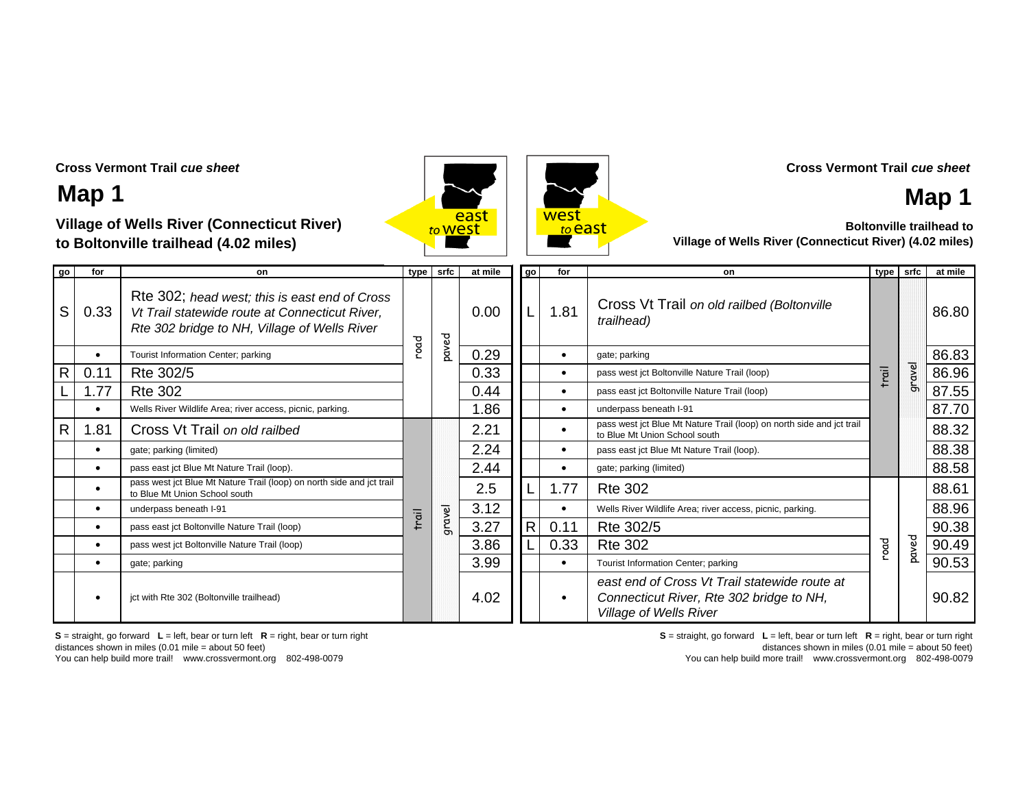**Cross Vermont Trail *cue sheet***

# Map 1

**Village of Wells River (Connecticut River) to Boltonville trailhead (4.02 miles)**

east *to* west

| go | for | on | type | srfc | at mile |
|---|---|---|---|---|---|
| S | 0.33 | Rte 302; *head west; this is east end of Cross Vt Trail statewide route at Connecticut River, Rte 302 bridge to NH, Village of Wells River* | road | paved | 0.00 |
| | • | Tourist Information Center; parking | road | paved | 0.29 |
| R | 0.11 | Rte 302/5 | road | paved | 0.33 |
| L | 1.77 | Rte 302 | road | paved | 0.44 |
| | • | Wells River Wildlife Area; river access, picnic, parking. | road | paved | 1.86 |
| R | 1.81 | Cross Vt Trail *on old railbed* | trail | gravel | 2.21 |
| | • | gate; parking (limited) | trail | gravel | 2.24 |
| | • | pass east jct Blue Mt Nature Trail (loop). | trail | gravel | 2.44 |
| | • | pass west jct Blue Mt Nature Trail (loop) on north side and jct trail to Blue Mt Union School south | trail | gravel | 2.5 |
| | • | underpass beneath I-91 | trail | gravel | 3.12 |
| | • | pass east jct Boltonville Nature Trail (loop) | trail | gravel | 3.27 |
| | • | pass west jct Boltonville Nature Trail (loop) | trail | gravel | 3.86 |
| | • | gate; parking | trail | gravel | 3.99 |
| | • | jct with Rte 302 (Boltonville trailhead) | trail | gravel | 4.02 |

**S** = straight, go forward **L** = left, bear or turn left **R** = right, bear or turn right
distances shown in miles (0.01 mile = about 50 feet)
You can help build more trail! www.crossvermont.org 802-498-0079

**Cross Vermont Trail *cue sheet***

# Map 1

**Boltonville trailhead to Village of Wells River (Connecticut River) (4.02 miles)**

west *to* east

| go | for | on | type | srfc | at mile |
|---|---|---|---|---|---|
| L | 1.81 | Cross Vt Trail *on old railbed (Boltonville trailhead)* | trail | gravel | 86.80 |
| | • | gate; parking | trail | gravel | 86.83 |
| | • | pass west jct Boltonville Nature Trail (loop) | trail | gravel | 86.96 |
| | • | pass east jct Boltonville Nature Trail (loop) | trail | gravel | 87.55 |
| | • | underpass beneath I-91 | trail | gravel | 87.70 |
| | • | pass west jct Blue Mt Nature Trail (loop) on north side and jct trail to Blue Mt Union School south | trail | gravel | 88.32 |
| | • | pass east jct Blue Mt Nature Trail (loop). | trail | gravel | 88.38 |
| | • | gate; parking (limited) | trail | gravel | 88.58 |
| L | 1.77 | Rte 302 | road | paved | 88.61 |
| | • | Wells River Wildlife Area; river access, picnic, parking. | road | paved | 88.96 |
| R | 0.11 | Rte 302/5 | road | paved | 90.38 |
| L | 0.33 | Rte 302 | road | paved | 90.49 |
| | • | Tourist Information Center; parking | road | paved | 90.53 |
| | • | *east end of Cross Vt Trail statewide route at Connecticut River, Rte 302 bridge to NH, Village of Wells River* | road | paved | 90.82 |

**S** = straight, go forward **L** = left, bear or turn left **R** = right, bear or turn right
distances shown in miles (0.01 mile = about 50 feet)
You can help build more trail! www.crossvermont.org 802-498-0079